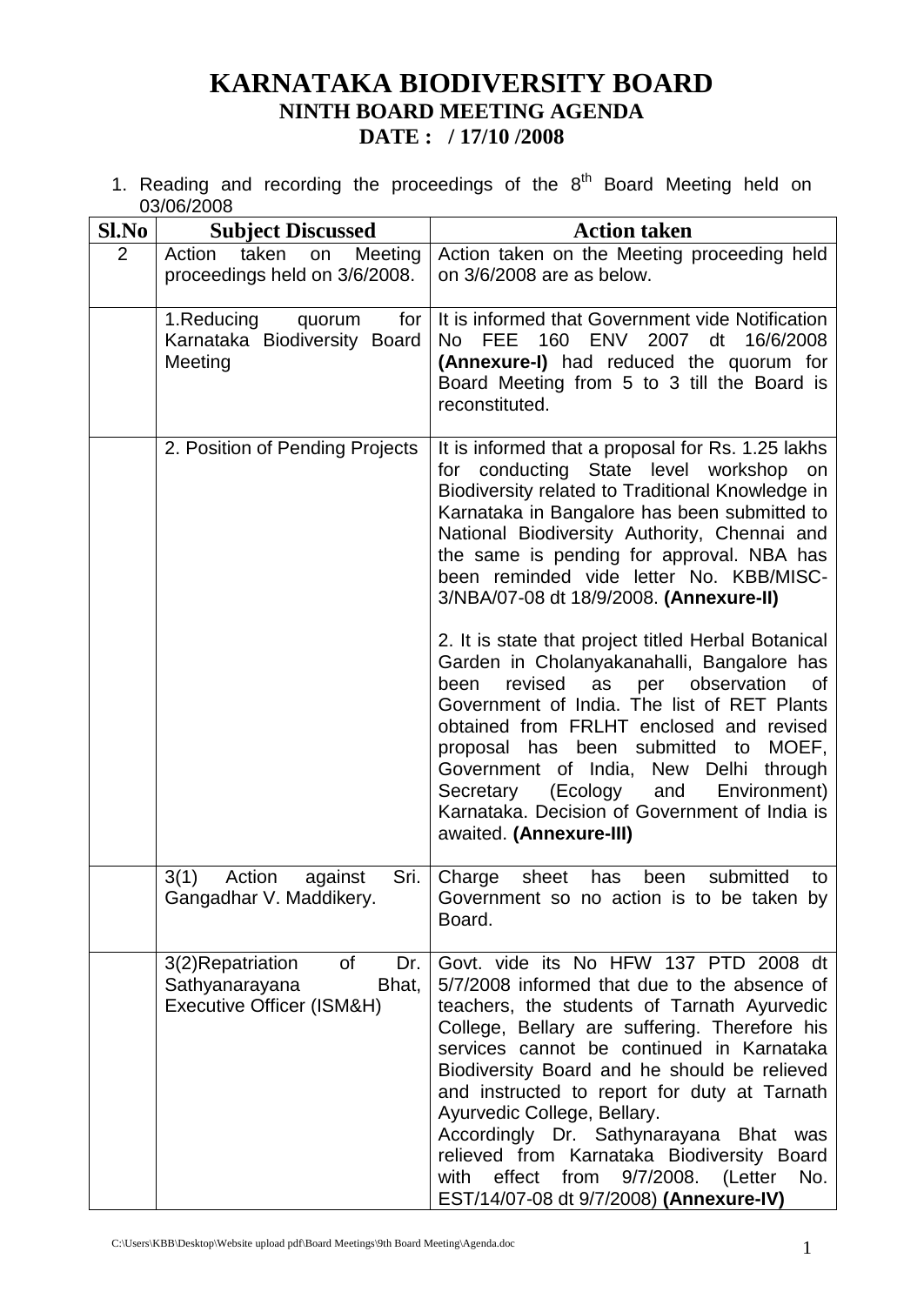# KARNATAKA BIODIVERSITY BOARD
## NINTH BOARD MEETING AGENDA
## DATE : / 17/10 /2008

1. Reading and recording the proceedings of the 8th Board Meeting held on 03/06/2008

| Sl.No | Subject Discussed | Action taken |
|---|---|---|
| 2 | Action taken on Meeting proceedings held on 3/6/2008. | Action taken on the Meeting proceeding held on 3/6/2008 are as below. |
| | 1.Reducing quorum for Karnataka Biodiversity Board Meeting | It is informed that Government vide Notification No FEE 160 ENV 2007 dt 16/6/2008 **(Annexure-I)** had reduced the quorum for Board Meeting from 5 to 3 till the Board is reconstituted. |
| | 2. Position of Pending Projects | It is informed that a proposal for Rs. 1.25 lakhs for conducting State level workshop on Biodiversity related to Traditional Knowledge in Karnataka in Bangalore has been submitted to National Biodiversity Authority, Chennai and the same is pending for approval. NBA has been reminded vide letter No. KBB/MISC-3/NBA/07-08 dt 18/9/2008. **(Annexure-II)**<br><br>2. It is state that project titled Herbal Botanical Garden in Cholanyakanahalli, Bangalore has been revised as per observation of Government of India. The list of RET Plants obtained from FRLHT enclosed and revised proposal has been submitted to MOEF, Government of India, New Delhi through Secretary (Ecology and Environment) Karnataka. Decision of Government of India is awaited. **(Annexure-III)** |
| | 3(1) Action against Sri. Gangadhar V. Maddikery. | Charge sheet has been submitted to Government so no action is to be taken by Board. |
| | 3(2)Repatriation of Dr. Sathyanarayana Bhat, Executive Officer (ISM&H) | Govt. vide its No HFW 137 PTD 2008 dt 5/7/2008 informed that due to the absence of teachers, the students of Tarnath Ayurvedic College, Bellary are suffering. Therefore his services cannot be continued in Karnataka Biodiversity Board and he should be relieved and instructed to report for duty at Tarnath Ayurvedic College, Bellary.<br>Accordingly Dr. Sathynarayana Bhat was relieved from Karnataka Biodiversity Board with effect from 9/7/2008. (Letter No. EST/14/07-08 dt 9/7/2008) **(Annexure-IV)** |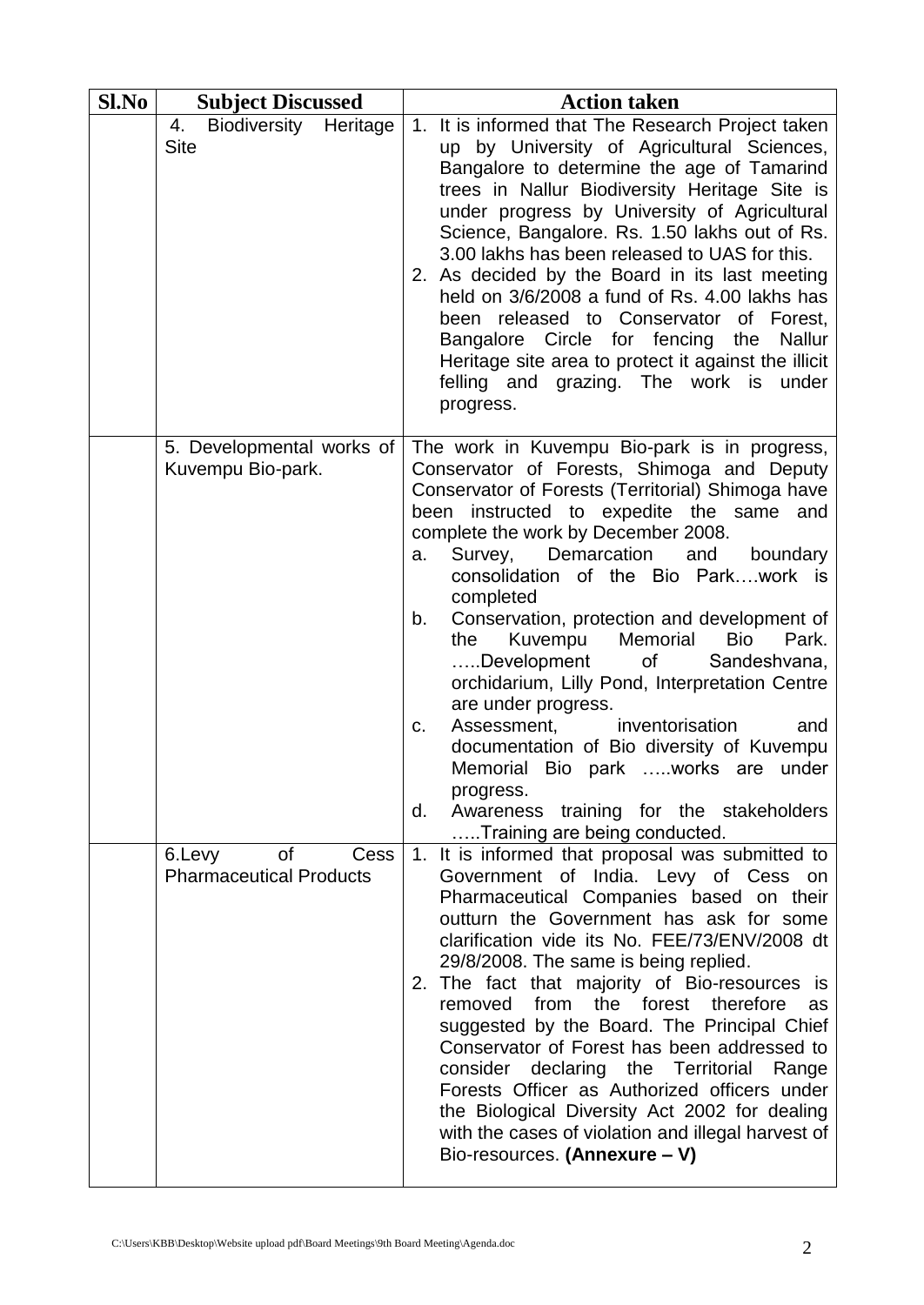| Sl.No | Subject Discussed | Action taken |
|---|---|---|
| | 4. Biodiversity Heritage Site | 1. It is informed that The Research Project taken up by University of Agricultural Sciences, Bangalore to determine the age of Tamarind trees in Nallur Biodiversity Heritage Site is under progress by University of Agricultural Science, Bangalore. Rs. 1.50 lakhs out of Rs. 3.00 lakhs has been released to UAS for this.<br>2. As decided by the Board in its last meeting held on 3/6/2008 a fund of Rs. 4.00 lakhs has been released to Conservator of Forest, Bangalore Circle for fencing the Nallur Heritage site area to protect it against the illicit felling and grazing. The work is under progress. |
| | 5. Developmental works of Kuvempu Bio-park. | The work in Kuvempu Bio-park is in progress, Conservator of Forests, Shimoga and Deputy Conservator of Forests (Territorial) Shimoga have been instructed to expedite the same and complete the work by December 2008.<br>a. Survey, Demarcation and boundary consolidation of the Bio Park….work is completed<br>b. Conservation, protection and development of the Kuvempu Memorial Bio Park. …..Development of Sandeshvana, orchidarium, Lilly Pond, Interpretation Centre are under progress.<br>c. Assessment, inventorisation and documentation of Bio diversity of Kuvempu Memorial Bio park …..works are under progress.<br>d. Awareness training for the stakeholders …..Training are being conducted. |
| | 6.Levy of Cess Pharmaceutical Products | 1. It is informed that proposal was submitted to Government of India. Levy of Cess on Pharmaceutical Companies based on their outturn the Government has ask for some clarification vide its No. FEE/73/ENV/2008 dt 29/8/2008. The same is being replied.<br>2. The fact that majority of Bio-resources is removed from the forest therefore as suggested by the Board. The Principal Chief Conservator of Forest has been addressed to consider declaring the Territorial Range Forests Officer as Authorized officers under the Biological Diversity Act 2002 for dealing with the cases of violation and illegal harvest of Bio-resources. **(Annexure – V)** |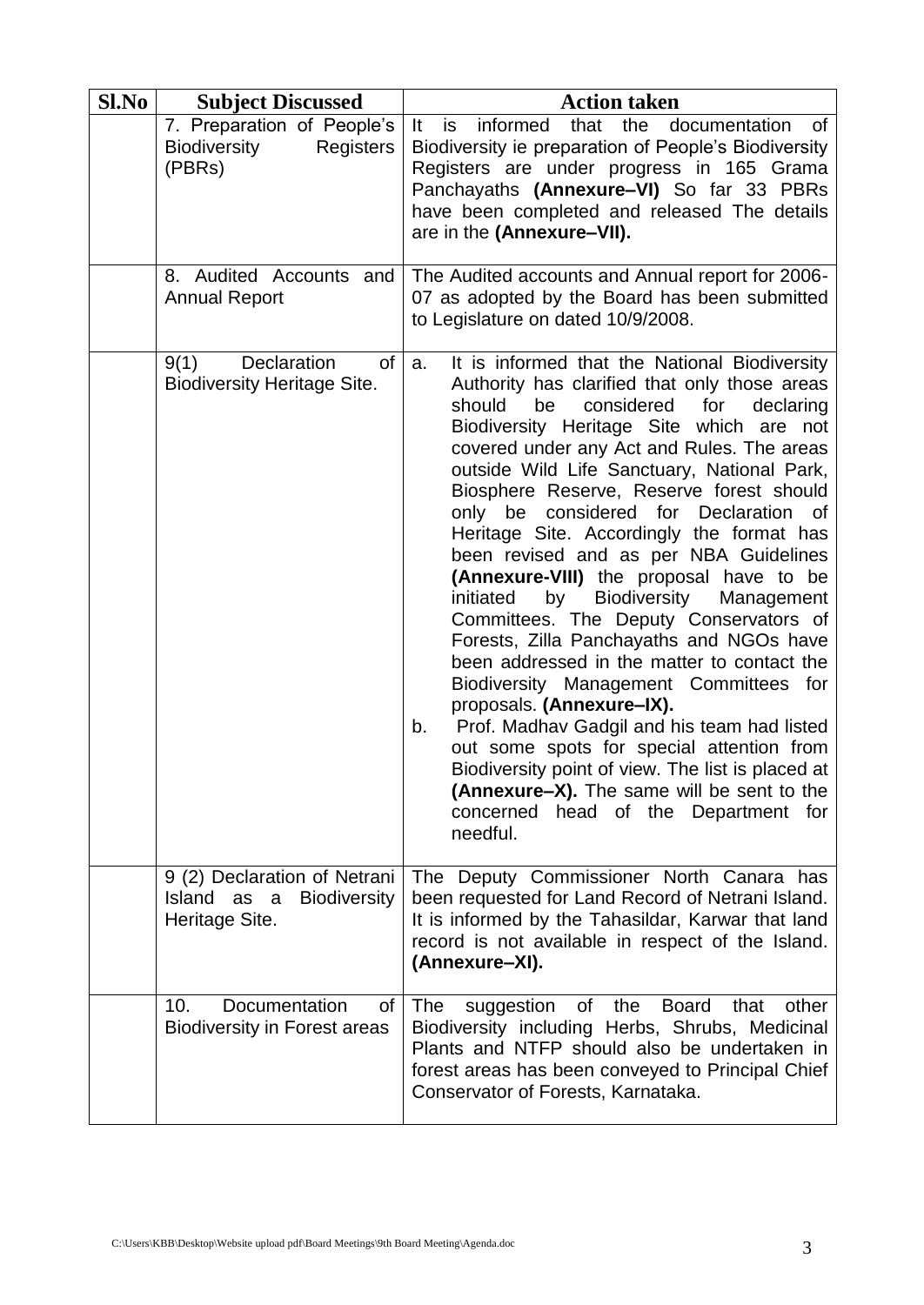| Sl.No | Subject Discussed | Action taken |
|---|---|---|
| | 7. Preparation of People's Biodiversity Registers (PBRs) | It is informed that the documentation of Biodiversity ie preparation of People's Biodiversity Registers are under progress in 165 Grama Panchayaths **(Annexure–VI)** So far 33 PBRs have been completed and released The details are in the **(Annexure–VII).** |
| | 8. Audited Accounts and Annual Report | The Audited accounts and Annual report for 2006-07 as adopted by the Board has been submitted to Legislature on dated 10/9/2008. |
| | 9(1) Declaration of Biodiversity Heritage Site. | a. It is informed that the National Biodiversity Authority has clarified that only those areas should be considered for declaring Biodiversity Heritage Site which are not covered under any Act and Rules. The areas outside Wild Life Sanctuary, National Park, Biosphere Reserve, Reserve forest should only be considered for Declaration of Heritage Site. Accordingly the format has been revised and as per NBA Guidelines **(Annexure-VIII)** the proposal have to be initiated by Biodiversity Management Committees. The Deputy Conservators of Forests, Zilla Panchayaths and NGOs have been addressed in the matter to contact the Biodiversity Management Committees for proposals. **(Annexure–IX).**<br>b. Prof. Madhav Gadgil and his team had listed out some spots for special attention from Biodiversity point of view. The list is placed at **(Annexure–X).** The same will be sent to the concerned head of the Department for needful. |
| | 9 (2) Declaration of Netrani Island as a Biodiversity Heritage Site. | The Deputy Commissioner North Canara has been requested for Land Record of Netrani Island. It is informed by the Tahasildar, Karwar that land record is not available in respect of the Island. **(Annexure–XI).** |
| | 10. Documentation of Biodiversity in Forest areas | The suggestion of the Board that other Biodiversity including Herbs, Shrubs, Medicinal Plants and NTFP should also be undertaken in forest areas has been conveyed to Principal Chief Conservator of Forests, Karnataka. |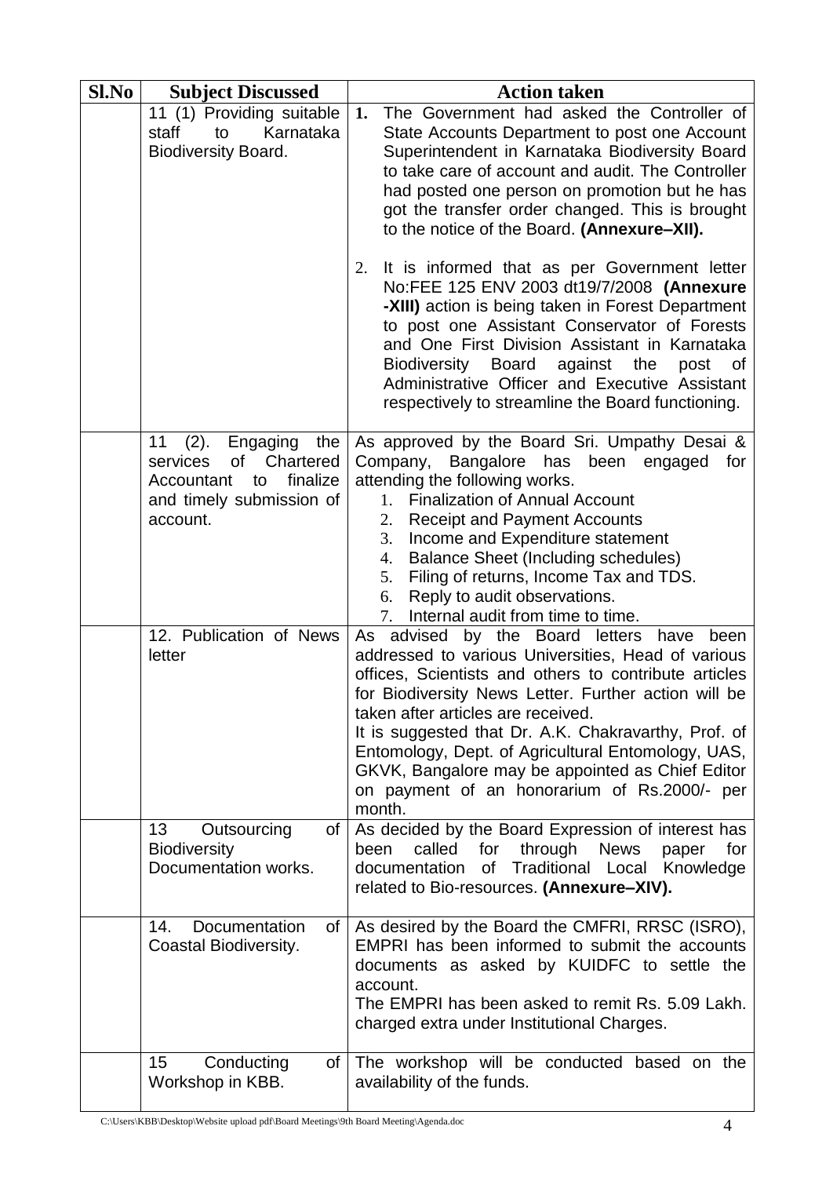| Sl.No | Subject Discussed | Action taken |
|---|---|---|
| | 11 (1) Providing suitable staff to Karnataka Biodiversity Board. | **1.** The Government had asked the Controller of State Accounts Department to post one Account Superintendent in Karnataka Biodiversity Board to take care of account and audit. The Controller had posted one person on promotion but he has got the transfer order changed. This is brought to the notice of the Board. **(Annexure–XII).**<br><br>2. It is informed that as per Government letter No:FEE 125 ENV 2003 dt19/7/2008 **(Annexure -XIII)** action is being taken in Forest Department to post one Assistant Conservator of Forests and One First Division Assistant in Karnataka Biodiversity Board against the post of Administrative Officer and Executive Assistant respectively to streamline the Board functioning. |
| | 11 (2). Engaging the services of Chartered Accountant to finalize and timely submission of account. | As approved by the Board Sri. Umpathy Desai & Company, Bangalore has been engaged for attending the following works.<br>1. Finalization of Annual Account<br>2. Receipt and Payment Accounts<br>3. Income and Expenditure statement<br>4. Balance Sheet (Including schedules)<br>5. Filing of returns, Income Tax and TDS.<br>6. Reply to audit observations.<br>7. Internal audit from time to time. |
| | 12. Publication of News letter | As advised by the Board letters have been addressed to various Universities, Head of various offices, Scientists and others to contribute articles for Biodiversity News Letter. Further action will be taken after articles are received.<br>It is suggested that Dr. A.K. Chakravarthy, Prof. of Entomology, Dept. of Agricultural Entomology, UAS, GKVK, Bangalore may be appointed as Chief Editor on payment of an honorarium of Rs.2000/- per month. |
| | 13 Outsourcing of Biodiversity Documentation works. | As decided by the Board Expression of interest has been called for through News paper for documentation of Traditional Local Knowledge related to Bio-resources. **(Annexure–XIV).** |
| | 14. Documentation of Coastal Biodiversity. | As desired by the Board the CMFRI, RRSC (ISRO), EMPRI has been informed to submit the accounts documents as asked by KUIDFC to settle the account.<br>The EMPRI has been asked to remit Rs. 5.09 Lakh. charged extra under Institutional Charges. |
| | 15 Conducting of Workshop in KBB. | The workshop will be conducted based on the availability of the funds. |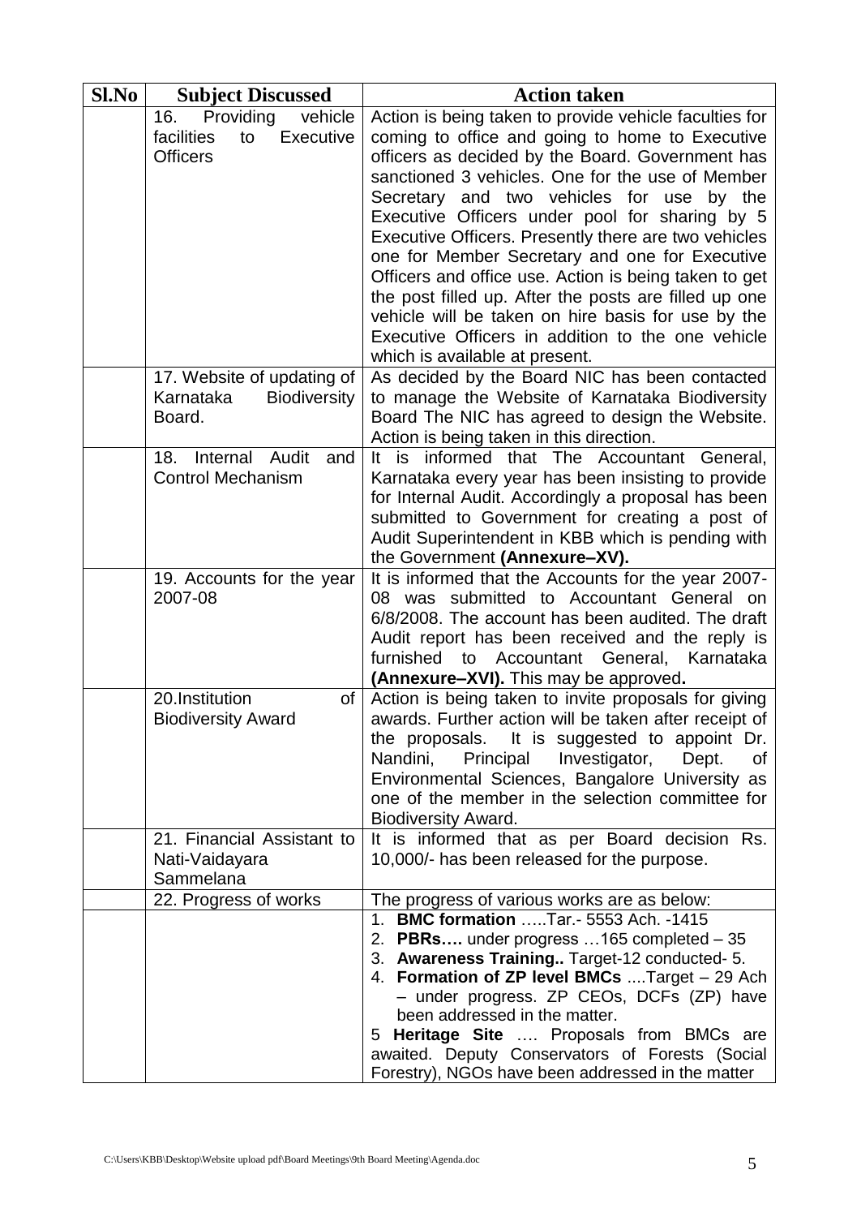| Sl.No | Subject Discussed | Action taken |
|---|---|---|
| | 16. Providing vehicle facilities to Executive Officers | Action is being taken to provide vehicle faculties for coming to office and going to home to Executive officers as decided by the Board. Government has sanctioned 3 vehicles. One for the use of Member Secretary and two vehicles for use by the Executive Officers under pool for sharing by 5 Executive Officers. Presently there are two vehicles one for Member Secretary and one for Executive Officers and office use. Action is being taken to get the post filled up. After the posts are filled up one vehicle will be taken on hire basis for use by the Executive Officers in addition to the one vehicle which is available at present. |
| | 17. Website of updating of Karnataka Biodiversity Board. | As decided by the Board NIC has been contacted to manage the Website of Karnataka Biodiversity Board The NIC has agreed to design the Website. Action is being taken in this direction. |
| | 18. Internal Audit and Control Mechanism | It is informed that The Accountant General, Karnataka every year has been insisting to provide for Internal Audit. Accordingly a proposal has been submitted to Government for creating a post of Audit Superintendent in KBB which is pending with the Government **(Annexure–XV).** |
| | 19. Accounts for the year 2007-08 | It is informed that the Accounts for the year 2007-08 was submitted to Accountant General on 6/8/2008. The account has been audited. The draft Audit report has been received and the reply is furnished to Accountant General, Karnataka **(Annexure–XVI).** This may be approved**.** |
| | 20.Institution of Biodiversity Award | Action is being taken to invite proposals for giving awards. Further action will be taken after receipt of the proposals. It is suggested to appoint Dr. Nandini, Principal Investigator, Dept. of Environmental Sciences, Bangalore University as one of the member in the selection committee for Biodiversity Award. |
| | 21. Financial Assistant to Nati-Vaidayara Sammelana | It is informed that as per Board decision Rs. 10,000/- has been released for the purpose. |
| | 22. Progress of works | The progress of various works are as below: |
| | | 1. **BMC formation** …..Tar.- 5553 Ach. -1415<br>2. **PBRs….** under progress …165 completed – 35<br>3. **Awareness Training..** Target-12 conducted- 5.<br>4. **Formation of ZP level BMCs** ....Target – 29 Ach – under progress. ZP CEOs, DCFs (ZP) have been addressed in the matter.<br>5 **Heritage Site** …. Proposals from BMCs are awaited. Deputy Conservators of Forests (Social Forestry), NGOs have been addressed in the matter |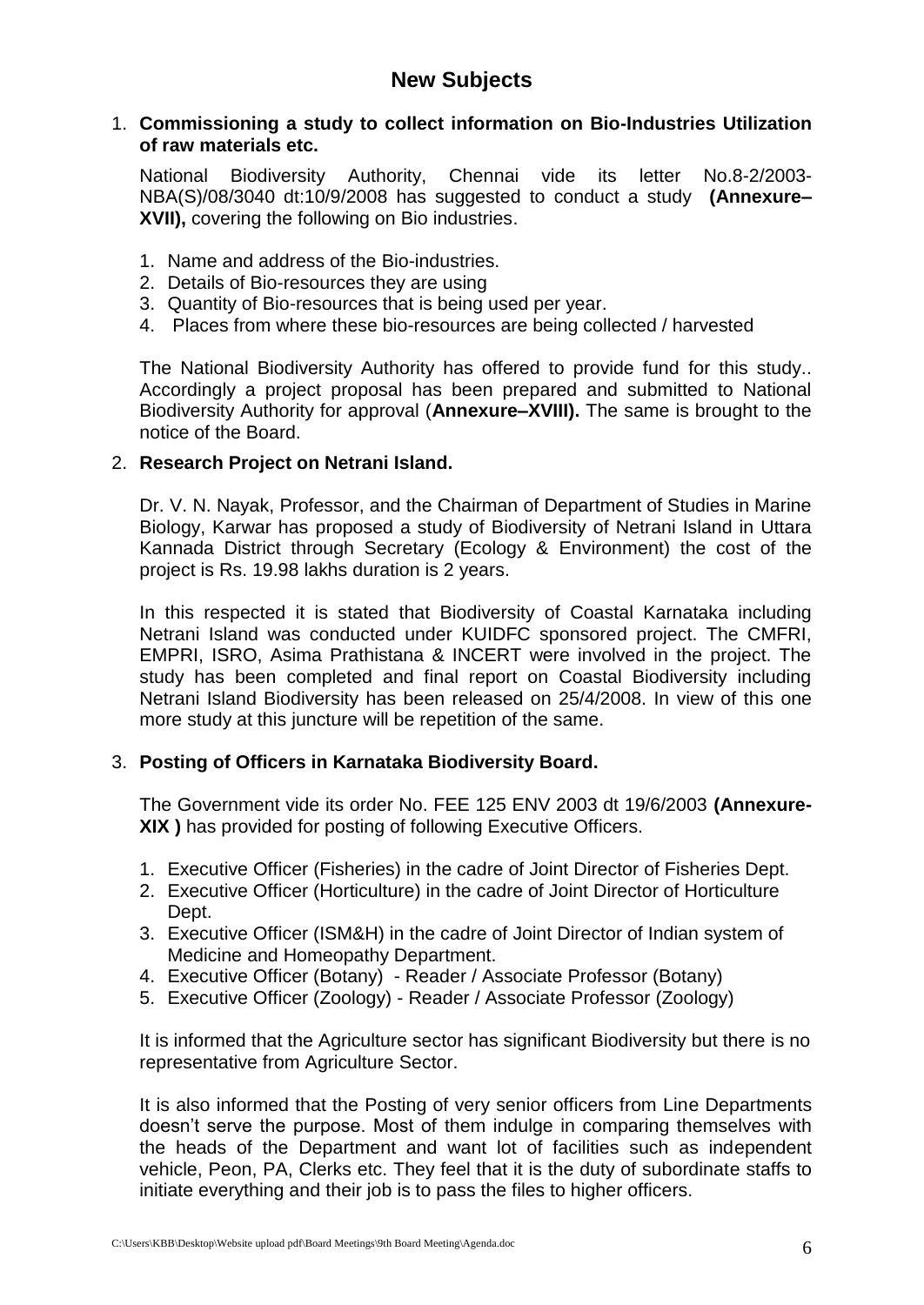## New Subjects

1. **Commissioning a study to collect information on Bio-Industries Utilization of raw materials etc.**

   National Biodiversity Authority, Chennai vide its letter No.8-2/2003-NBA(S)/08/3040 dt:10/9/2008 has suggested to conduct a study **(Annexure–XVII),** covering the following on Bio industries.

   1. Name and address of the Bio-industries.
   2. Details of Bio-resources they are using
   3. Quantity of Bio-resources that is being used per year.
   4. Places from where these bio-resources are being collected / harvested

   The National Biodiversity Authority has offered to provide fund for this study.. Accordingly a project proposal has been prepared and submitted to National Biodiversity Authority for approval (**Annexure–XVIII).** The same is brought to the notice of the Board.

2. **Research Project on Netrani Island.**

   Dr. V. N. Nayak, Professor, and the Chairman of Department of Studies in Marine Biology, Karwar has proposed a study of Biodiversity of Netrani Island in Uttara Kannada District through Secretary (Ecology & Environment) the cost of the project is Rs. 19.98 lakhs duration is 2 years.

   In this respected it is stated that Biodiversity of Coastal Karnataka including Netrani Island was conducted under KUIDFC sponsored project. The CMFRI, EMPRI, ISRO, Asima Prathistana & INCERT were involved in the project. The study has been completed and final report on Coastal Biodiversity including Netrani Island Biodiversity has been released on 25/4/2008. In view of this one more study at this juncture will be repetition of the same.

3. **Posting of Officers in Karnataka Biodiversity Board.**

   The Government vide its order No. FEE 125 ENV 2003 dt 19/6/2003 **(Annexure-XIX )** has provided for posting of following Executive Officers.

   1. Executive Officer (Fisheries) in the cadre of Joint Director of Fisheries Dept.
   2. Executive Officer (Horticulture) in the cadre of Joint Director of Horticulture Dept.
   3. Executive Officer (ISM&H) in the cadre of Joint Director of Indian system of Medicine and Homeopathy Department.
   4. Executive Officer (Botany) - Reader / Associate Professor (Botany)
   5. Executive Officer (Zoology) - Reader / Associate Professor (Zoology)

   It is informed that the Agriculture sector has significant Biodiversity but there is no representative from Agriculture Sector.

   It is also informed that the Posting of very senior officers from Line Departments doesn't serve the purpose. Most of them indulge in comparing themselves with the heads of the Department and want lot of facilities such as independent vehicle, Peon, PA, Clerks etc. They feel that it is the duty of subordinate staffs to initiate everything and their job is to pass the files to higher officers.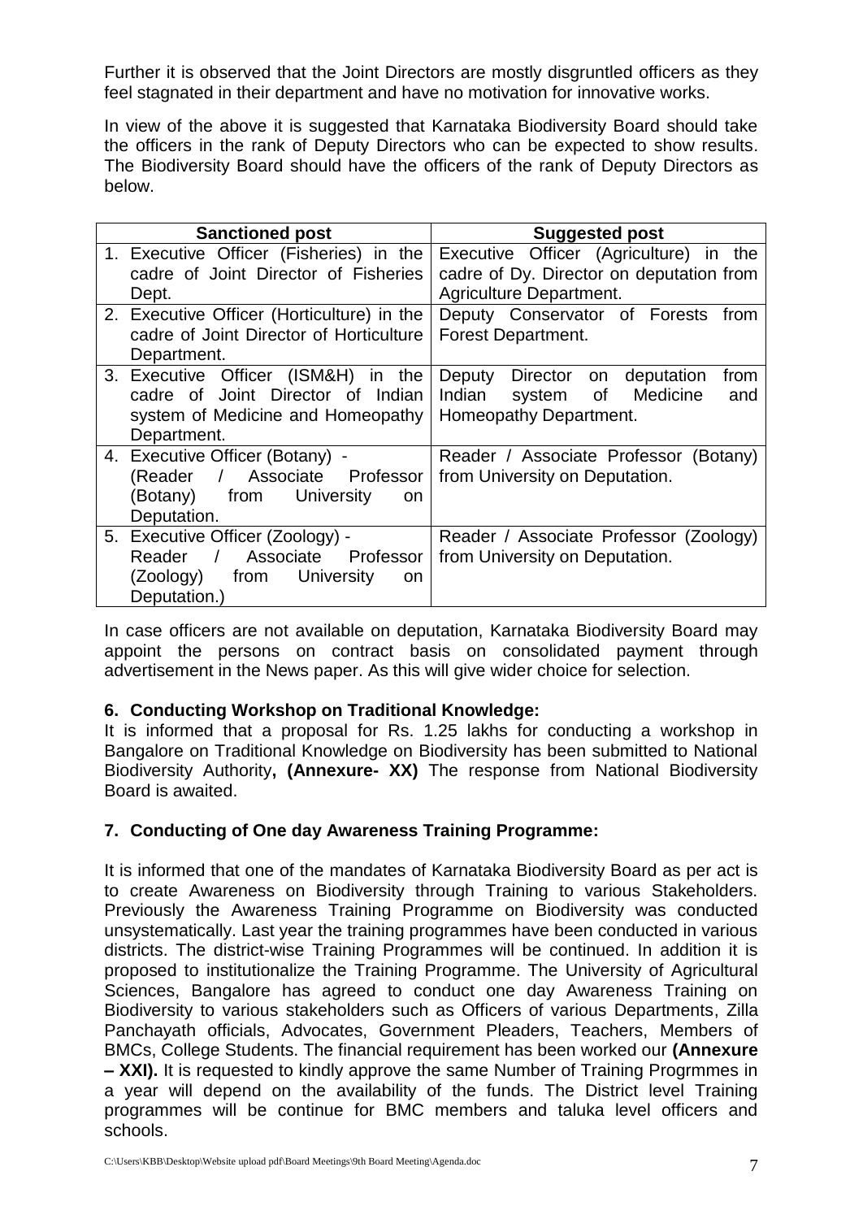Further it is observed that the Joint Directors are mostly disgruntled officers as they feel stagnated in their department and have no motivation for innovative works.

In view of the above it is suggested that Karnataka Biodiversity Board should take the officers in the rank of Deputy Directors who can be expected to show results. The Biodiversity Board should have the officers of the rank of Deputy Directors as below.

| Sanctioned post | Suggested post |
|---|---|
| 1. Executive Officer (Fisheries) in the cadre of Joint Director of Fisheries Dept. | Executive Officer (Agriculture) in the cadre of Dy. Director on deputation from Agriculture Department. |
| 2. Executive Officer (Horticulture) in the cadre of Joint Director of Horticulture Department. | Deputy Conservator of Forests from Forest Department. |
| 3. Executive Officer (ISM&H) in the cadre of Joint Director of Indian system of Medicine and Homeopathy Department. | Deputy Director on deputation from Indian system of Medicine and Homeopathy Department. |
| 4. Executive Officer (Botany) - (Reader / Associate Professor (Botany) from University on Deputation. | Reader / Associate Professor (Botany) from University on Deputation. |
| 5. Executive Officer (Zoology) - Reader / Associate Professor (Zoology) from University on Deputation.) | Reader / Associate Professor (Zoology) from University on Deputation. |

In case officers are not available on deputation, Karnataka Biodiversity Board may appoint the persons on contract basis on consolidated payment through advertisement in the News paper. As this will give wider choice for selection.

**6. Conducting Workshop on Traditional Knowledge:**

It is informed that a proposal for Rs. 1.25 lakhs for conducting a workshop in Bangalore on Traditional Knowledge on Biodiversity has been submitted to National Biodiversity Authority**, (Annexure- XX)** The response from National Biodiversity Board is awaited.

**7. Conducting of One day Awareness Training Programme:**

It is informed that one of the mandates of Karnataka Biodiversity Board as per act is to create Awareness on Biodiversity through Training to various Stakeholders. Previously the Awareness Training Programme on Biodiversity was conducted unsystematically. Last year the training programmes have been conducted in various districts. The district-wise Training Programmes will be continued. In addition it is proposed to institutionalize the Training Programme. The University of Agricultural Sciences, Bangalore has agreed to conduct one day Awareness Training on Biodiversity to various stakeholders such as Officers of various Departments, Zilla Panchayath officials, Advocates, Government Pleaders, Teachers, Members of BMCs, College Students. The financial requirement has been worked our **(Annexure – XXI).** It is requested to kindly approve the same Number of Training Progrmmes in a year will depend on the availability of the funds. The District level Training programmes will be continue for BMC members and taluka level officers and schools.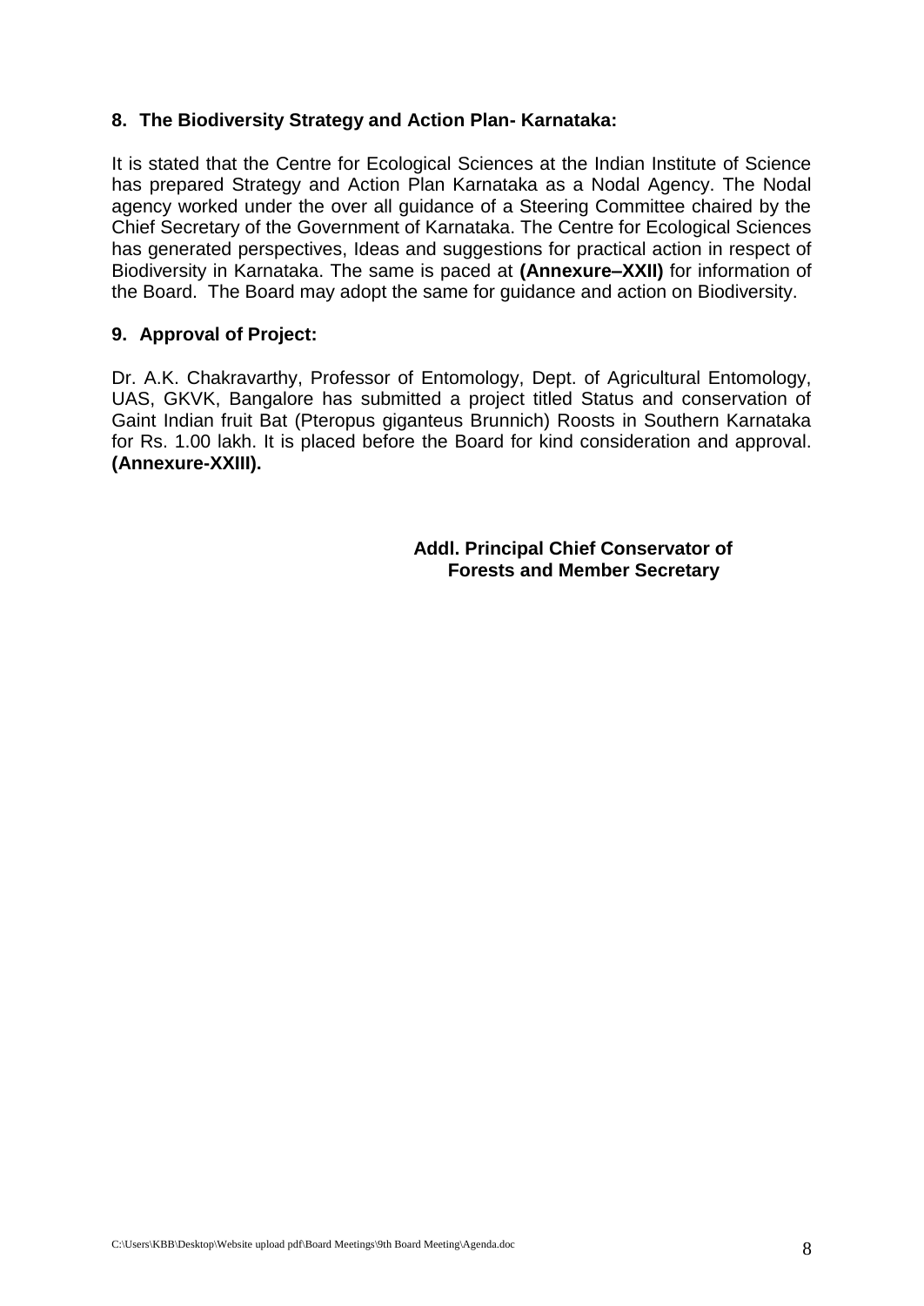## 8. The Biodiversity Strategy and Action Plan- Karnataka:

It is stated that the Centre for Ecological Sciences at the Indian Institute of Science has prepared Strategy and Action Plan Karnataka as a Nodal Agency. The Nodal agency worked under the over all guidance of a Steering Committee chaired by the Chief Secretary of the Government of Karnataka. The Centre for Ecological Sciences has generated perspectives, Ideas and suggestions for practical action in respect of Biodiversity in Karnataka. The same is paced at **(Annexure–XXII)** for information of the Board. The Board may adopt the same for guidance and action on Biodiversity.

## 9. Approval of Project:

Dr. A.K. Chakravarthy, Professor of Entomology, Dept. of Agricultural Entomology, UAS, GKVK, Bangalore has submitted a project titled Status and conservation of Gaint Indian fruit Bat (Pteropus giganteus Brunnich) Roosts in Southern Karnataka for Rs. 1.00 lakh. It is placed before the Board for kind consideration and approval. **(Annexure-XXIII).**

**Addl. Principal Chief Conservator of Forests and Member Secretary**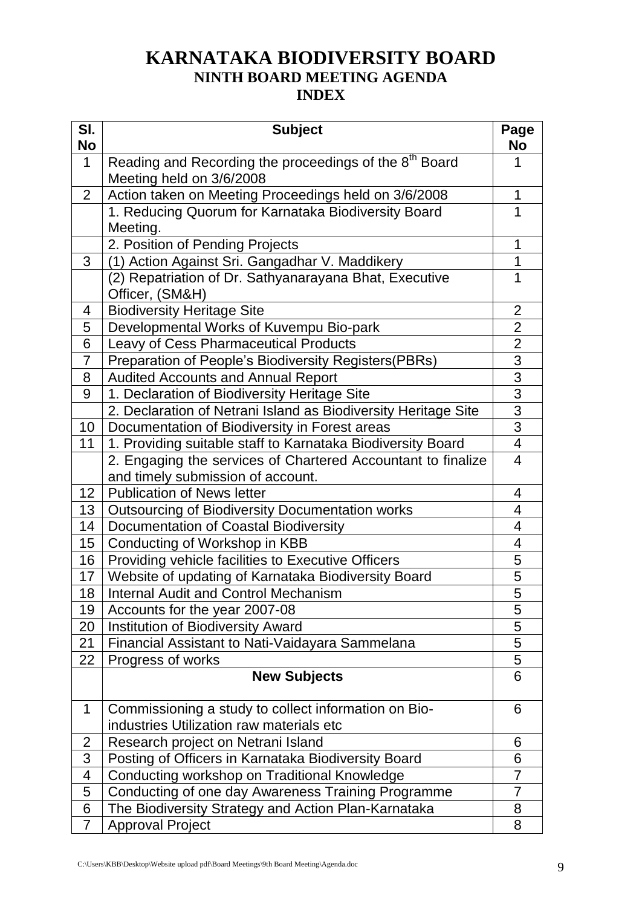# KARNATAKA BIODIVERSITY BOARD

## NINTH BOARD MEETING AGENDA

## INDEX

| Sl. No | Subject | Page No |
|---|---|---|
| 1 | Reading and Recording the proceedings of the 8th Board Meeting held on 3/6/2008 | 1 |
| 2 | Action taken on Meeting Proceedings held on 3/6/2008 | 1 |
| | 1. Reducing Quorum for Karnataka Biodiversity Board Meeting. | 1 |
| | 2. Position of Pending Projects | 1 |
| 3 | (1) Action Against Sri. Gangadhar V. Maddikery | 1 |
| | (2) Repatriation of Dr. Sathyanarayana Bhat, Executive Officer, (SM&H) | 1 |
| 4 | Biodiversity Heritage Site | 2 |
| 5 | Developmental Works of Kuvempu Bio-park | 2 |
| 6 | Leavy of Cess Pharmaceutical Products | 2 |
| 7 | Preparation of People's Biodiversity Registers(PBRs) | 3 |
| 8 | Audited Accounts and Annual Report | 3 |
| 9 | 1. Declaration of Biodiversity Heritage Site | 3 |
| | 2. Declaration of Netrani Island as Biodiversity Heritage Site | 3 |
| 10 | Documentation of Biodiversity in Forest areas | 3 |
| 11 | 1. Providing suitable staff to Karnataka Biodiversity Board | 4 |
| | 2. Engaging the services of Chartered Accountant to finalize and timely submission of account. | 4 |
| 12 | Publication of News letter | 4 |
| 13 | Outsourcing of Biodiversity Documentation works | 4 |
| 14 | Documentation of Coastal Biodiversity | 4 |
| 15 | Conducting of Workshop in KBB | 4 |
| 16 | Providing vehicle facilities to Executive Officers | 5 |
| 17 | Website of updating of Karnataka Biodiversity Board | 5 |
| 18 | Internal Audit and Control Mechanism | 5 |
| 19 | Accounts for the year 2007-08 | 5 |
| 20 | Institution of Biodiversity Award | 5 |
| 21 | Financial Assistant to Nati-Vaidayara Sammelana | 5 |
| 22 | Progress of works | 5 |
| | **New Subjects** | 6 |
| 1 | Commissioning a study to collect information on Bio-industries Utilization raw materials etc | 6 |
| 2 | Research project on Netrani Island | 6 |
| 3 | Posting of Officers in Karnataka Biodiversity Board | 6 |
| 4 | Conducting workshop on Traditional Knowledge | 7 |
| 5 | Conducting of one day Awareness Training Programme | 7 |
| 6 | The Biodiversity Strategy and Action Plan-Karnataka | 8 |
| 7 | Approval Project | 8 |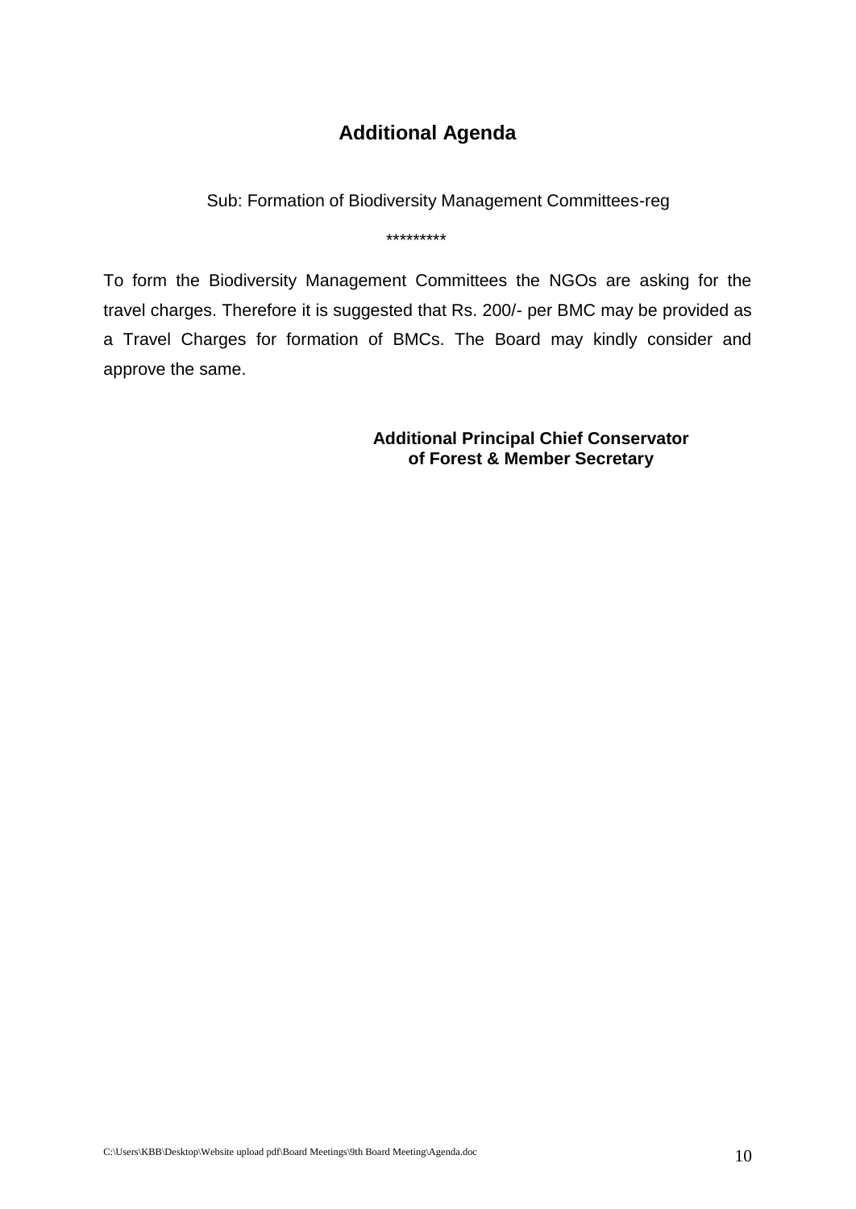## Additional Agenda

Sub: Formation of Biodiversity Management Committees-reg

*********

To form the Biodiversity Management Committees the NGOs are asking for the travel charges. Therefore it is suggested that Rs. 200/- per BMC may be provided as a Travel Charges for formation of BMCs. The Board may kindly consider and approve the same.

**Additional Principal Chief Conservator of Forest & Member Secretary**

C:\Users\KBB\Desktop\Website upload pdf\Board Meetings\9th Board Meeting\Agenda.doc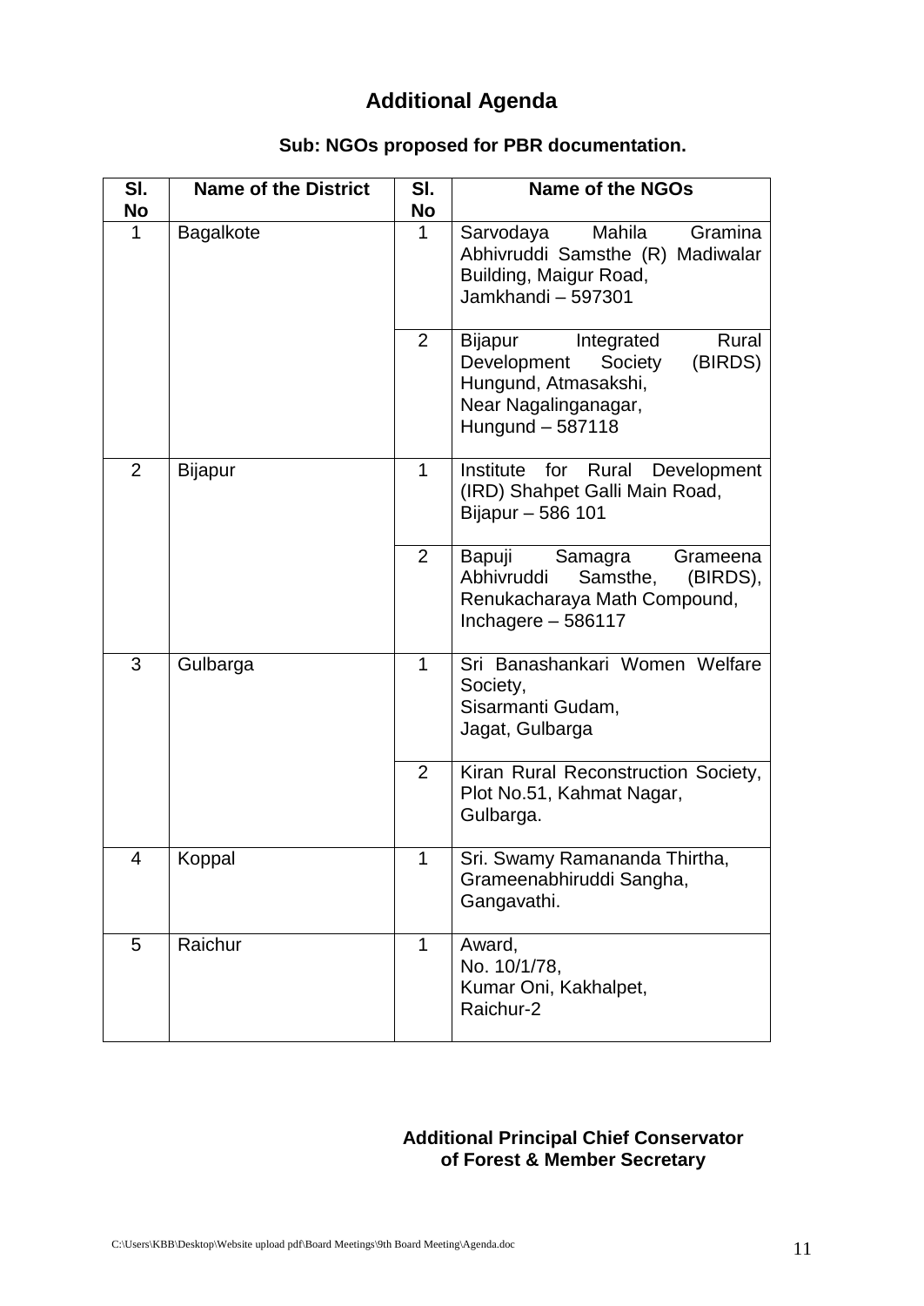# Additional Agenda

**Sub: NGOs proposed for PBR documentation.**

| Sl. No | Name of the District | Sl. No | Name of the NGOs |
|---|---|---|---|
| 1 | Bagalkote | 1 | Sarvodaya Mahila Gramina Abhivruddi Samsthe (R) Madiwalar Building, Maigur Road, Jamkhandi – 597301 |
| | | 2 | Bijapur Integrated Rural Development Society (BIRDS) Hungund, Atmasakshi, Near Nagalinganagar, Hungund – 587118 |
| 2 | Bijapur | 1 | Institute for Rural Development (IRD) Shahpet Galli Main Road, Bijapur – 586 101 |
| | | 2 | Bapuji Samagra Grameena Abhivruddi Samsthe, (BIRDS), Renukacharaya Math Compound, Inchagere – 586117 |
| 3 | Gulbarga | 1 | Sri Banashankari Women Welfare Society, Sisarmanti Gudam, Jagat, Gulbarga |
| | | 2 | Kiran Rural Reconstruction Society, Plot No.51, Kahmat Nagar, Gulbarga. |
| 4 | Koppal | 1 | Sri. Swamy Ramananda Thirtha, Grameenabhiruddi Sangha, Gangavathi. |
| 5 | Raichur | 1 | Award, No. 10/1/78, Kumar Oni, Kakhalpet, Raichur-2 |

**Additional Principal Chief Conservator of Forest & Member Secretary**